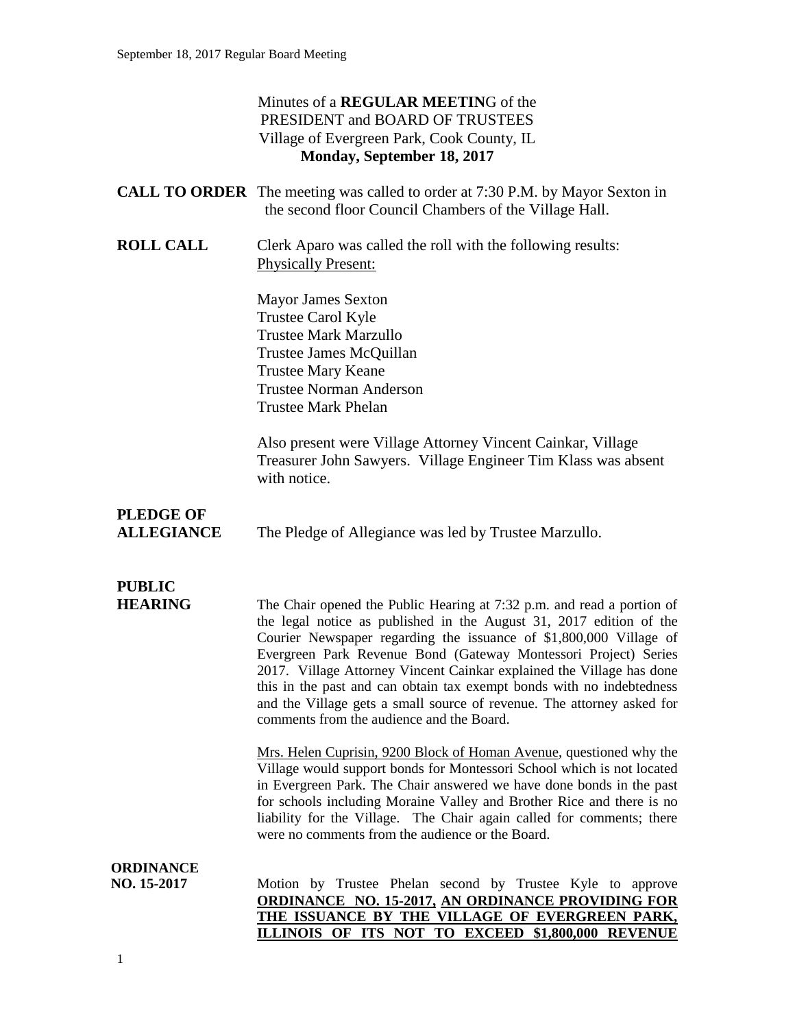Minutes of a **REGULAR MEETIN**G of the
PRESIDENT and BOARD OF TRUSTEES
Village of Evergreen Park, Cook County, IL
**Monday, September 18, 2017**

**CALL TO ORDER** The meeting was called to order at 7:30 P.M. by Mayor Sexton in the second floor Council Chambers of the Village Hall.

**ROLL CALL** Clerk Aparo was called the roll with the following results:
Physically Present:

Mayor James Sexton
Trustee Carol Kyle
Trustee Mark Marzullo
Trustee James McQuillan
Trustee Mary Keane
Trustee Norman Anderson
Trustee Mark Phelan

Also present were Village Attorney Vincent Cainkar, Village Treasurer John Sawyers. Village Engineer Tim Klass was absent with notice.

**PLEDGE OF ALLEGIANCE** The Pledge of Allegiance was led by Trustee Marzullo.

**PUBLIC HEARING** The Chair opened the Public Hearing at 7:32 p.m. and read a portion of the legal notice as published in the August 31, 2017 edition of the Courier Newspaper regarding the issuance of $1,800,000 Village of Evergreen Park Revenue Bond (Gateway Montessori Project) Series 2017. Village Attorney Vincent Cainkar explained the Village has done this in the past and can obtain tax exempt bonds with no indebtedness and the Village gets a small source of revenue. The attorney asked for comments from the audience and the Board.

Mrs. Helen Cuprisin, 9200 Block of Homan Avenue, questioned why the Village would support bonds for Montessori School which is not located in Evergreen Park. The Chair answered we have done bonds in the past for schools including Moraine Valley and Brother Rice and there is no liability for the Village. The Chair again called for comments; there were no comments from the audience or the Board.

**ORDINANCE NO. 15-2017** Motion by Trustee Phelan second by Trustee Kyle to approve **ORDINANCE NO. 15-2017, AN ORDINANCE PROVIDING FOR THE ISSUANCE BY THE VILLAGE OF EVERGREEN PARK, ILLINOIS OF ITS NOT TO EXCEED $1,800,000 REVENUE**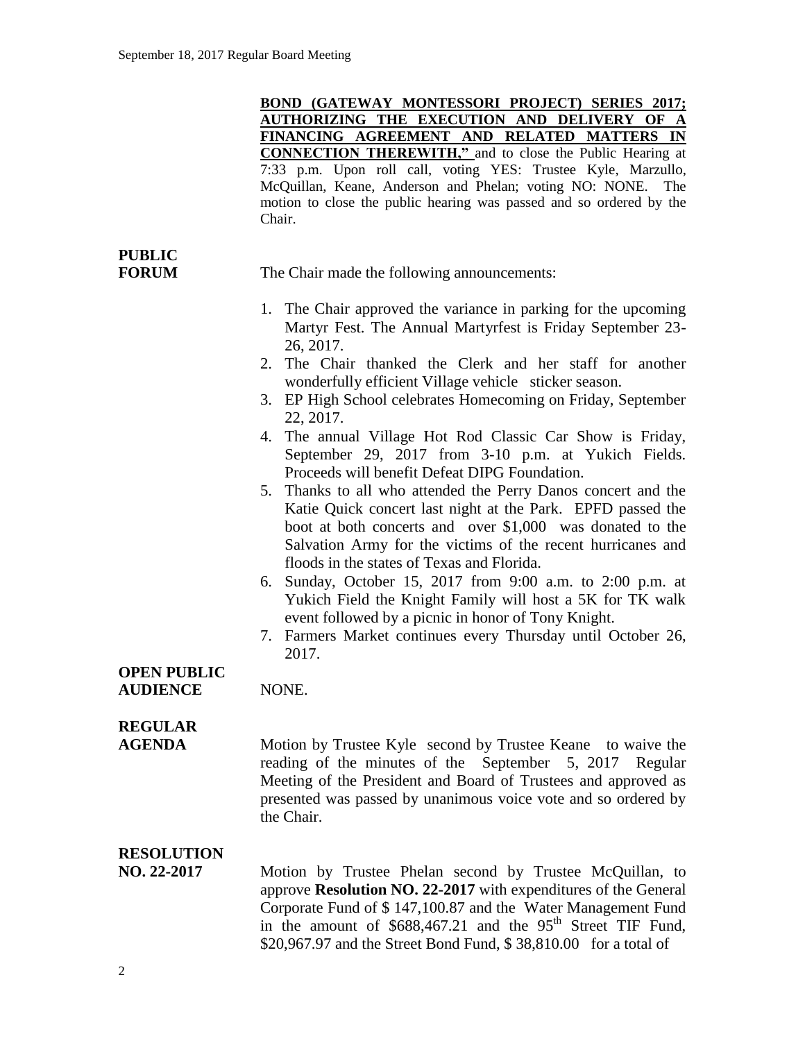**BOND (GATEWAY MONTESSORI PROJECT) SERIES 2017; AUTHORIZING THE EXECUTION AND DELIVERY OF A FINANCING AGREEMENT AND RELATED MATTERS IN CONNECTION THEREWITH,"** and to close the Public Hearing at 7:33 p.m. Upon roll call, voting YES: Trustee Kyle, Marzullo, McQuillan, Keane, Anderson and Phelan; voting NO: NONE. The motion to close the public hearing was passed and so ordered by the Chair.

**PUBLIC FORUM**

The Chair made the following announcements:

1. The Chair approved the variance in parking for the upcoming Martyr Fest. The Annual Martyrfest is Friday September 23-26, 2017.
2. The Chair thanked the Clerk and her staff for another wonderfully efficient Village vehicle sticker season.
3. EP High School celebrates Homecoming on Friday, September 22, 2017.
4. The annual Village Hot Rod Classic Car Show is Friday, September 29, 2017 from 3-10 p.m. at Yukich Fields. Proceeds will benefit Defeat DIPG Foundation.
5. Thanks to all who attended the Perry Danos concert and the Katie Quick concert last night at the Park. EPFD passed the boot at both concerts and over $1,000 was donated to the Salvation Army for the victims of the recent hurricanes and floods in the states of Texas and Florida.
6. Sunday, October 15, 2017 from 9:00 a.m. to 2:00 p.m. at Yukich Field the Knight Family will host a 5K for TK walk event followed by a picnic in honor of Tony Knight.
7. Farmers Market continues every Thursday until October 26, 2017.

**OPEN PUBLIC AUDIENCE**

NONE.

**REGULAR AGENDA**

Motion by Trustee Kyle second by Trustee Keane to waive the reading of the minutes of the September 5, 2017 Regular Meeting of the President and Board of Trustees and approved as presented was passed by unanimous voice vote and so ordered by the Chair.

**RESOLUTION NO. 22-2017**

Motion by Trustee Phelan second by Trustee McQuillan, to approve **Resolution NO. 22-2017** with expenditures of the General Corporate Fund of $ 147,100.87 and the Water Management Fund in the amount of $688,467.21 and the 95th Street TIF Fund, $20,967.97 and the Street Bond Fund, $ 38,810.00 for a total of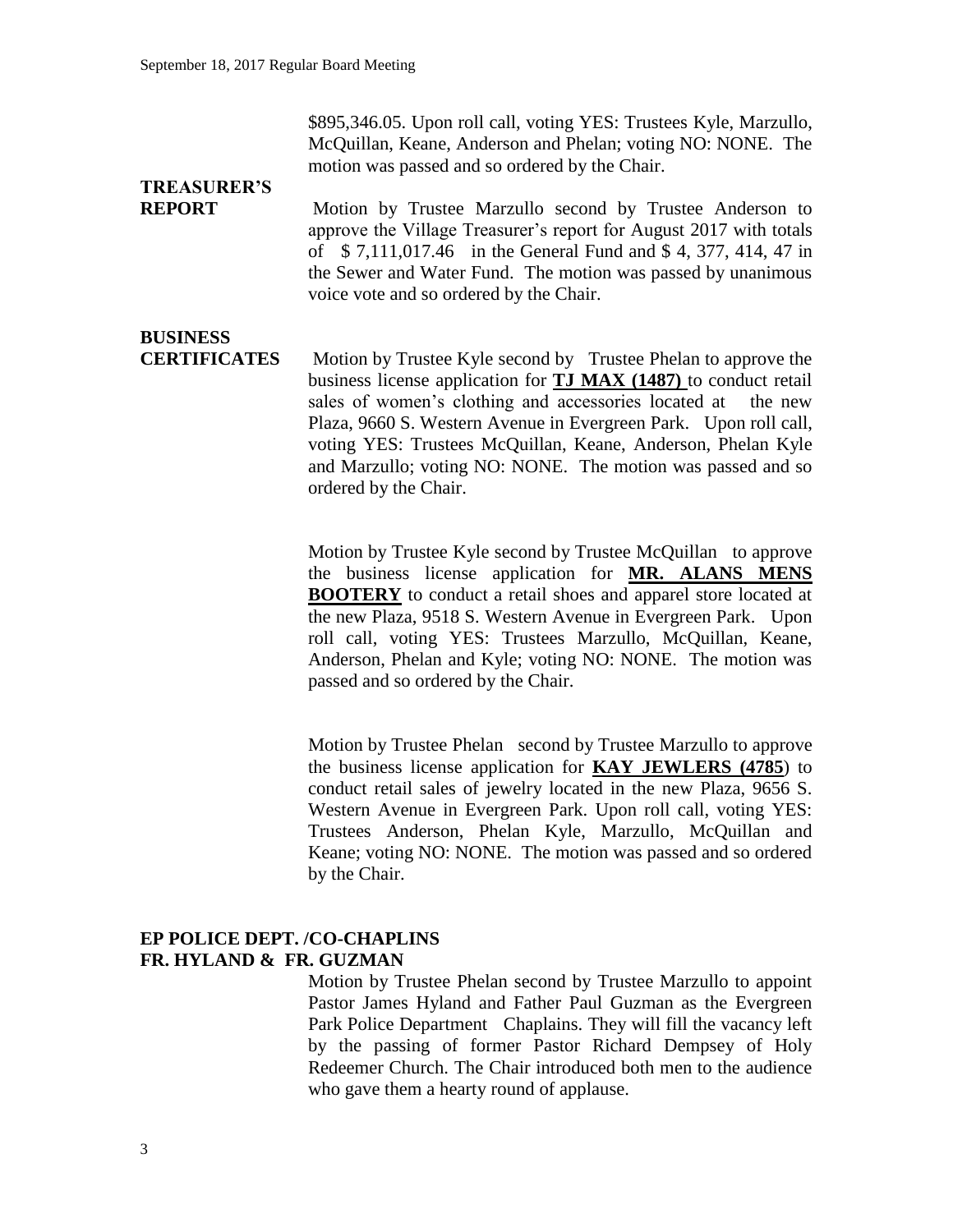$895,346.05. Upon roll call, voting YES: Trustees Kyle, Marzullo, McQuillan, Keane, Anderson and Phelan; voting NO: NONE. The motion was passed and so ordered by the Chair.

**TREASURER'S REPORT**

Motion by Trustee Marzullo second by Trustee Anderson to approve the Village Treasurer's report for August 2017 with totals of $ 7,111,017.46 in the General Fund and $ 4, 377, 414, 47 in the Sewer and Water Fund. The motion was passed by unanimous voice vote and so ordered by the Chair.

**BUSINESS CERTIFICATES**

Motion by Trustee Kyle second by Trustee Phelan to approve the business license application for **TJ MAX (1487)** to conduct retail sales of women's clothing and accessories located at the new Plaza, 9660 S. Western Avenue in Evergreen Park. Upon roll call, voting YES: Trustees McQuillan, Keane, Anderson, Phelan Kyle and Marzullo; voting NO: NONE. The motion was passed and so ordered by the Chair.

Motion by Trustee Kyle second by Trustee McQuillan to approve the business license application for **MR. ALANS MENS BOOTERY** to conduct a retail shoes and apparel store located at the new Plaza, 9518 S. Western Avenue in Evergreen Park. Upon roll call, voting YES: Trustees Marzullo, McQuillan, Keane, Anderson, Phelan and Kyle; voting NO: NONE. The motion was passed and so ordered by the Chair.

Motion by Trustee Phelan second by Trustee Marzullo to approve the business license application for **KAY JEWLERS (4785**) to conduct retail sales of jewelry located in the new Plaza, 9656 S. Western Avenue in Evergreen Park. Upon roll call, voting YES: Trustees Anderson, Phelan Kyle, Marzullo, McQuillan and Keane; voting NO: NONE. The motion was passed and so ordered by the Chair.

**EP POLICE DEPT. /CO-CHAPLINS FR. HYLAND & FR. GUZMAN**

Motion by Trustee Phelan second by Trustee Marzullo to appoint Pastor James Hyland and Father Paul Guzman as the Evergreen Park Police Department Chaplains. They will fill the vacancy left by the passing of former Pastor Richard Dempsey of Holy Redeemer Church. The Chair introduced both men to the audience who gave them a hearty round of applause.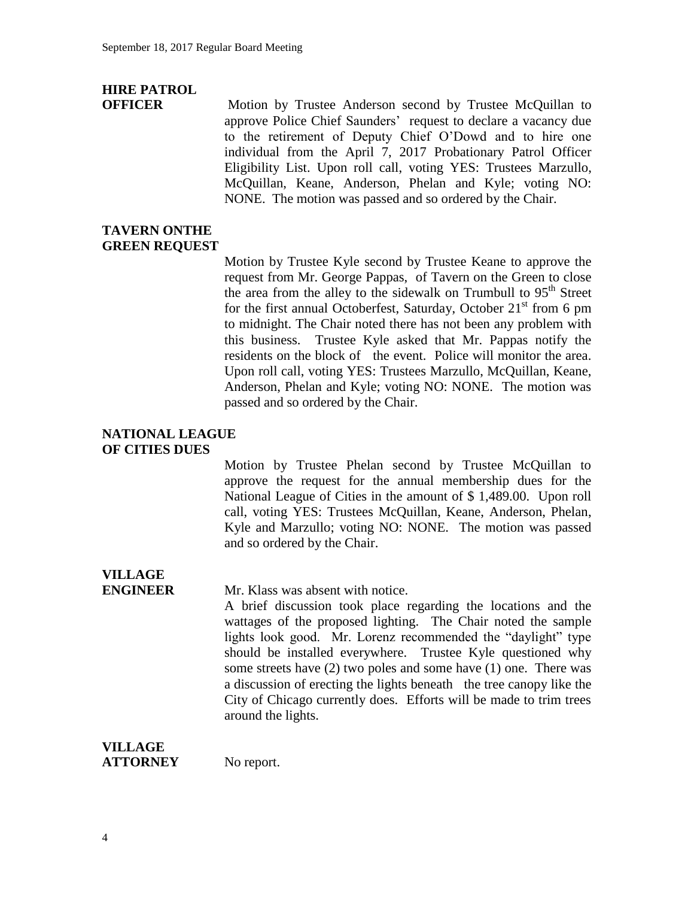**HIRE PATROL OFFICER**

Motion by Trustee Anderson second by Trustee McQuillan to approve Police Chief Saunders' request to declare a vacancy due to the retirement of Deputy Chief O'Dowd and to hire one individual from the April 7, 2017 Probationary Patrol Officer Eligibility List. Upon roll call, voting YES: Trustees Marzullo, McQuillan, Keane, Anderson, Phelan and Kyle; voting NO: NONE. The motion was passed and so ordered by the Chair.

**TAVERN ONTHE GREEN REQUEST**

Motion by Trustee Kyle second by Trustee Keane to approve the request from Mr. George Pappas, of Tavern on the Green to close the area from the alley to the sidewalk on Trumbull to 95th Street for the first annual Octoberfest, Saturday, October 21st from 6 pm to midnight. The Chair noted there has not been any problem with this business. Trustee Kyle asked that Mr. Pappas notify the residents on the block of the event. Police will monitor the area. Upon roll call, voting YES: Trustees Marzullo, McQuillan, Keane, Anderson, Phelan and Kyle; voting NO: NONE. The motion was passed and so ordered by the Chair.

**NATIONAL LEAGUE OF CITIES DUES**

Motion by Trustee Phelan second by Trustee McQuillan to approve the request for the annual membership dues for the National League of Cities in the amount of $ 1,489.00. Upon roll call, voting YES: Trustees McQuillan, Keane, Anderson, Phelan, Kyle and Marzullo; voting NO: NONE. The motion was passed and so ordered by the Chair.

**VILLAGE ENGINEER**

Mr. Klass was absent with notice.

A brief discussion took place regarding the locations and the wattages of the proposed lighting. The Chair noted the sample lights look good. Mr. Lorenz recommended the "daylight" type should be installed everywhere. Trustee Kyle questioned why some streets have (2) two poles and some have (1) one. There was a discussion of erecting the lights beneath the tree canopy like the City of Chicago currently does. Efforts will be made to trim trees around the lights.

**VILLAGE ATTORNEY**

No report.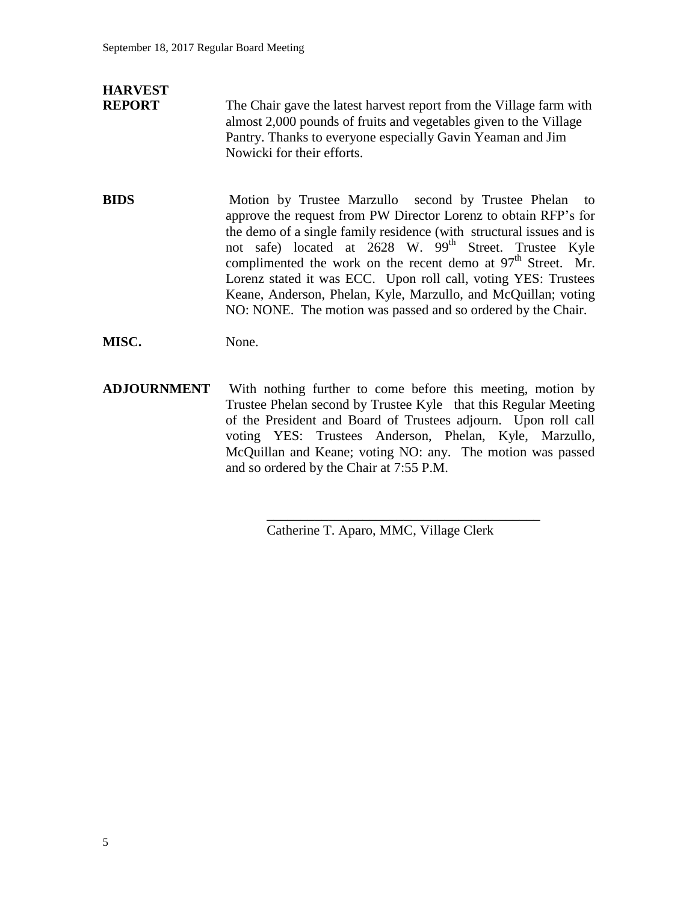**HARVEST REPORT** The Chair gave the latest harvest report from the Village farm with almost 2,000 pounds of fruits and vegetables given to the Village Pantry. Thanks to everyone especially Gavin Yeaman and Jim Nowicki for their efforts.

**BIDS** Motion by Trustee Marzullo second by Trustee Phelan to approve the request from PW Director Lorenz to obtain RFP's for the demo of a single family residence (with structural issues and is not safe) located at 2628 W. 99th Street. Trustee Kyle complimented the work on the recent demo at 97th Street. Mr. Lorenz stated it was ECC. Upon roll call, voting YES: Trustees Keane, Anderson, Phelan, Kyle, Marzullo, and McQuillan; voting NO: NONE. The motion was passed and so ordered by the Chair.

**MISC.** None.

**ADJOURNMENT** With nothing further to come before this meeting, motion by Trustee Phelan second by Trustee Kyle that this Regular Meeting of the President and Board of Trustees adjourn. Upon roll call voting YES: Trustees Anderson, Phelan, Kyle, Marzullo, McQuillan and Keane; voting NO: any. The motion was passed and so ordered by the Chair at 7:55 P.M.

\_\_\_\_\_\_\_\_\_\_\_\_\_\_\_\_\_\_\_\_\_\_\_\_\_\_\_\_\_\_\_\_\_\_\_\_\_\_\_\_

Catherine T. Aparo, MMC, Village Clerk